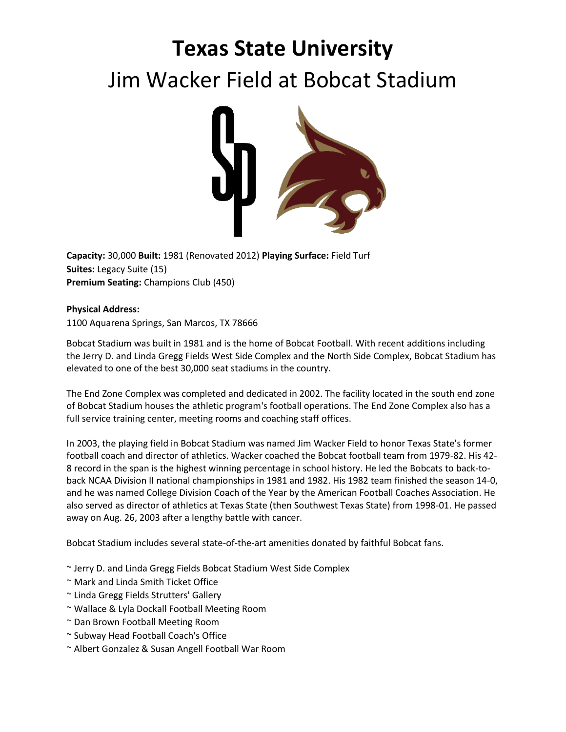# Texas State University

## Jim Wacker Field at Bobcat Stadium

**Capacity:** 30,000 **Built:** 1981 (Renovated 2012) **Playing Surface:** Field Turf
**Suites:** Legacy Suite (15)
**Premium Seating:** Champions Club (450)

**Physical Address:**
1100 Aquarena Springs, San Marcos, TX 78666

Bobcat Stadium was built in 1981 and is the home of Bobcat Football. With recent additions including the Jerry D. and Linda Gregg Fields West Side Complex and the North Side Complex, Bobcat Stadium has elevated to one of the best 30,000 seat stadiums in the country.

The End Zone Complex was completed and dedicated in 2002. The facility located in the south end zone of Bobcat Stadium houses the athletic program's football operations. The End Zone Complex also has a full service training center, meeting rooms and coaching staff offices.

In 2003, the playing field in Bobcat Stadium was named Jim Wacker Field to honor Texas State's former football coach and director of athletics. Wacker coached the Bobcat football team from 1979-82. His 42-8 record in the span is the highest winning percentage in school history. He led the Bobcats to back-to-back NCAA Division II national championships in 1981 and 1982. His 1982 team finished the season 14-0, and he was named College Division Coach of the Year by the American Football Coaches Association. He also served as director of athletics at Texas State (then Southwest Texas State) from 1998-01. He passed away on Aug. 26, 2003 after a lengthy battle with cancer.

Bobcat Stadium includes several state-of-the-art amenities donated by faithful Bobcat fans.

~ Jerry D. and Linda Gregg Fields Bobcat Stadium West Side Complex
~ Mark and Linda Smith Ticket Office
~ Linda Gregg Fields Strutters' Gallery
~ Wallace & Lyla Dockall Football Meeting Room
~ Dan Brown Football Meeting Room
~ Subway Head Football Coach's Office
~ Albert Gonzalez & Susan Angell Football War Room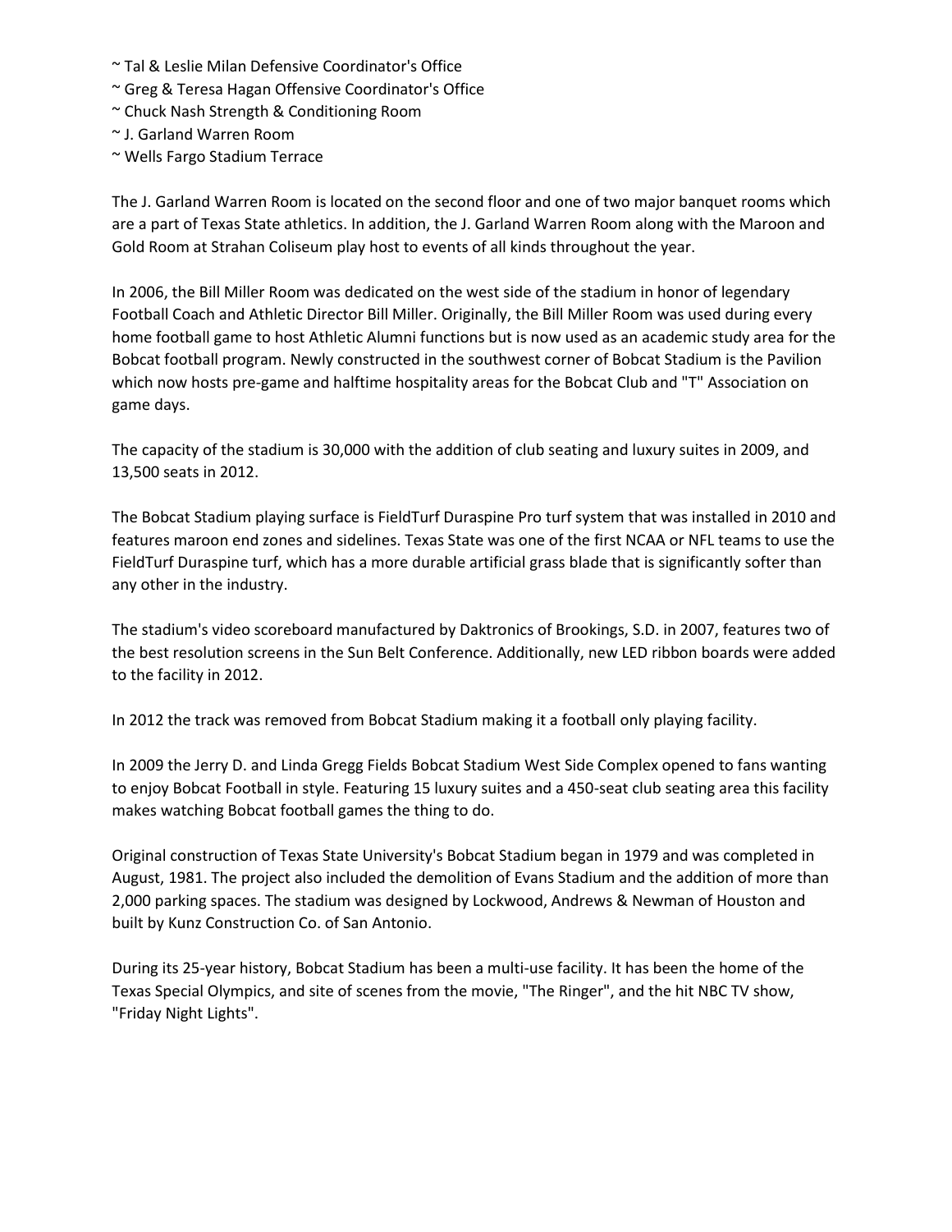~ Tal & Leslie Milan Defensive Coordinator's Office
~ Greg & Teresa Hagan Offensive Coordinator's Office
~ Chuck Nash Strength & Conditioning Room
~ J. Garland Warren Room
~ Wells Fargo Stadium Terrace

The J. Garland Warren Room is located on the second floor and one of two major banquet rooms which are a part of Texas State athletics. In addition, the J. Garland Warren Room along with the Maroon and Gold Room at Strahan Coliseum play host to events of all kinds throughout the year.

In 2006, the Bill Miller Room was dedicated on the west side of the stadium in honor of legendary Football Coach and Athletic Director Bill Miller. Originally, the Bill Miller Room was used during every home football game to host Athletic Alumni functions but is now used as an academic study area for the Bobcat football program. Newly constructed in the southwest corner of Bobcat Stadium is the Pavilion which now hosts pre-game and halftime hospitality areas for the Bobcat Club and "T" Association on game days.

The capacity of the stadium is 30,000 with the addition of club seating and luxury suites in 2009, and 13,500 seats in 2012.

The Bobcat Stadium playing surface is FieldTurf Duraspine Pro turf system that was installed in 2010 and features maroon end zones and sidelines. Texas State was one of the first NCAA or NFL teams to use the FieldTurf Duraspine turf, which has a more durable artificial grass blade that is significantly softer than any other in the industry.

The stadium's video scoreboard manufactured by Daktronics of Brookings, S.D. in 2007, features two of the best resolution screens in the Sun Belt Conference. Additionally, new LED ribbon boards were added to the facility in 2012.

In 2012 the track was removed from Bobcat Stadium making it a football only playing facility.

In 2009 the Jerry D. and Linda Gregg Fields Bobcat Stadium West Side Complex opened to fans wanting to enjoy Bobcat Football in style. Featuring 15 luxury suites and a 450-seat club seating area this facility makes watching Bobcat football games the thing to do.

Original construction of Texas State University's Bobcat Stadium began in 1979 and was completed in August, 1981. The project also included the demolition of Evans Stadium and the addition of more than 2,000 parking spaces. The stadium was designed by Lockwood, Andrews & Newman of Houston and built by Kunz Construction Co. of San Antonio.

During its 25-year history, Bobcat Stadium has been a multi-use facility. It has been the home of the Texas Special Olympics, and site of scenes from the movie, "The Ringer", and the hit NBC TV show, "Friday Night Lights".